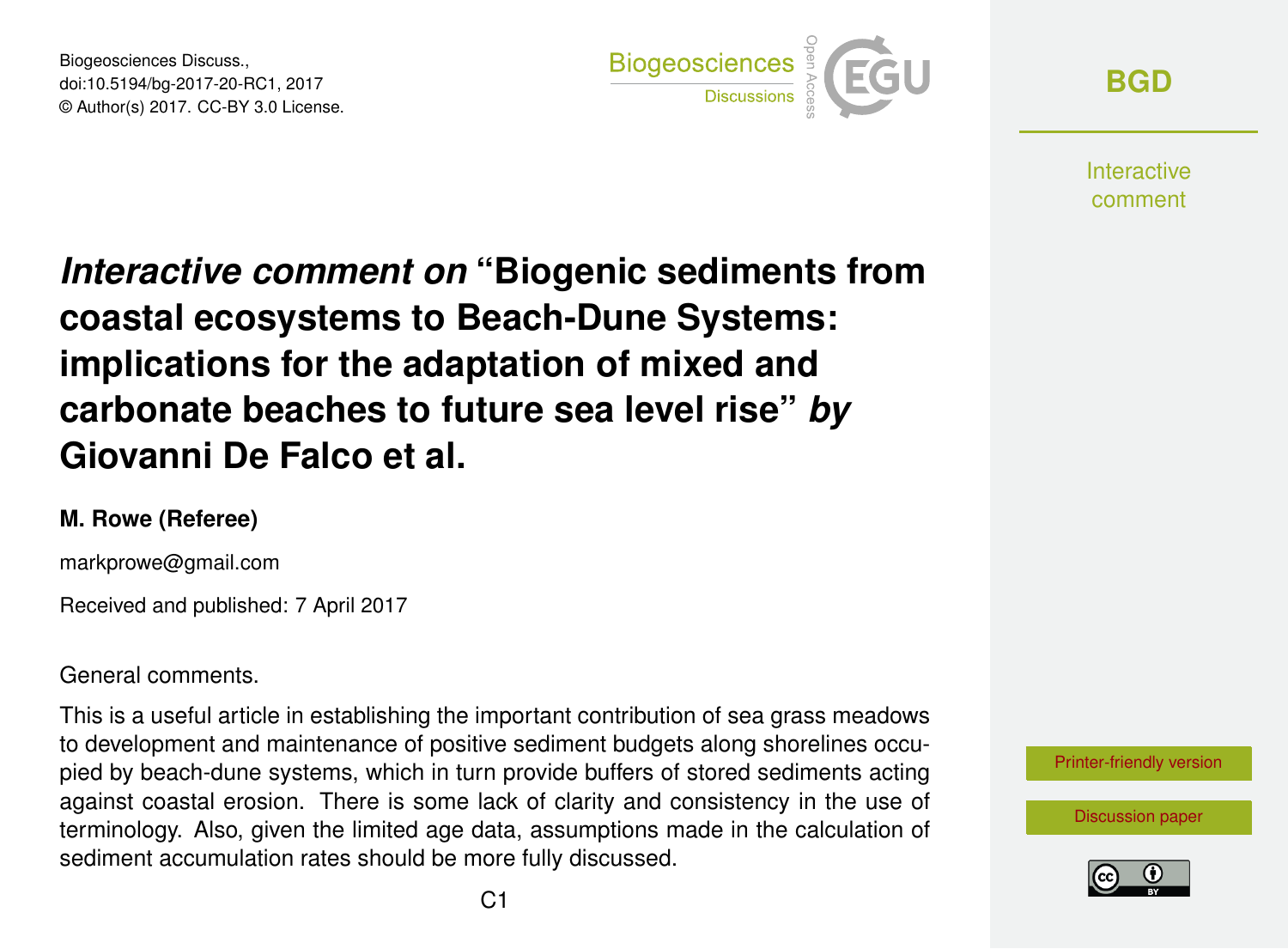# *Interactive comment on* "Biogenic sediments from coastal ecosystems to Beach-Dune Systems: implications for the adaptation of mixed and carbonate beaches to future sea level rise" *by* Giovanni De Falco et al.

**M. Rowe (Referee)**

markprowe@gmail.com

Received and published: 7 April 2017

General comments.

This is a useful article in establishing the important contribution of sea grass meadows to development and maintenance of positive sediment budgets along shorelines occupied by beach-dune systems, which in turn provide buffers of stored sediments acting against coastal erosion. There is some lack of clarity and consistency in the use of terminology. Also, given the limited age data, assumptions made in the calculation of sediment accumulation rates should be more fully discussed.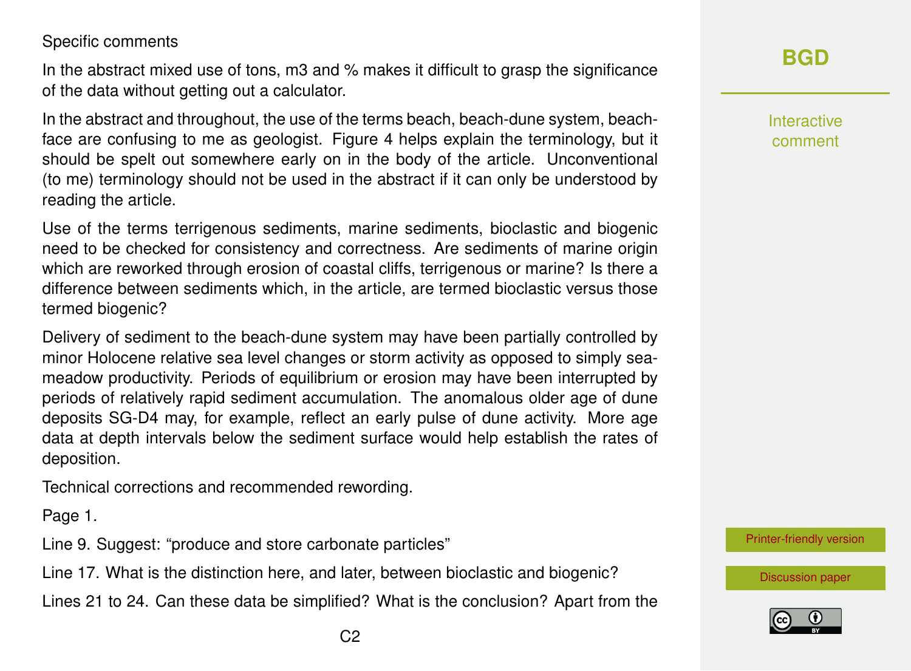Specific comments

In the abstract mixed use of tons, m3 and % makes it difficult to grasp the significance of the data without getting out a calculator.

In the abstract and throughout, the use of the terms beach, beach-dune system, beach-face are confusing to me as geologist. Figure 4 helps explain the terminology, but it should be spelt out somewhere early on in the body of the article. Unconventional (to me) terminology should not be used in the abstract if it can only be understood by reading the article.

Use of the terms terrigenous sediments, marine sediments, bioclastic and biogenic need to be checked for consistency and correctness. Are sediments of marine origin which are reworked through erosion of coastal cliffs, terrigenous or marine? Is there a difference between sediments which, in the article, are termed bioclastic versus those termed biogenic?

Delivery of sediment to the beach-dune system may have been partially controlled by minor Holocene relative sea level changes or storm activity as opposed to simply sea-meadow productivity. Periods of equilibrium or erosion may have been interrupted by periods of relatively rapid sediment accumulation. The anomalous older age of dune deposits SG-D4 may, for example, reflect an early pulse of dune activity. More age data at depth intervals below the sediment surface would help establish the rates of deposition.

Technical corrections and recommended rewording.

Page 1.

Line 9. Suggest: "produce and store carbonate particles"

Line 17. What is the distinction here, and later, between bioclastic and biogenic?

Lines 21 to 24. Can these data be simplified? What is the conclusion? Apart from the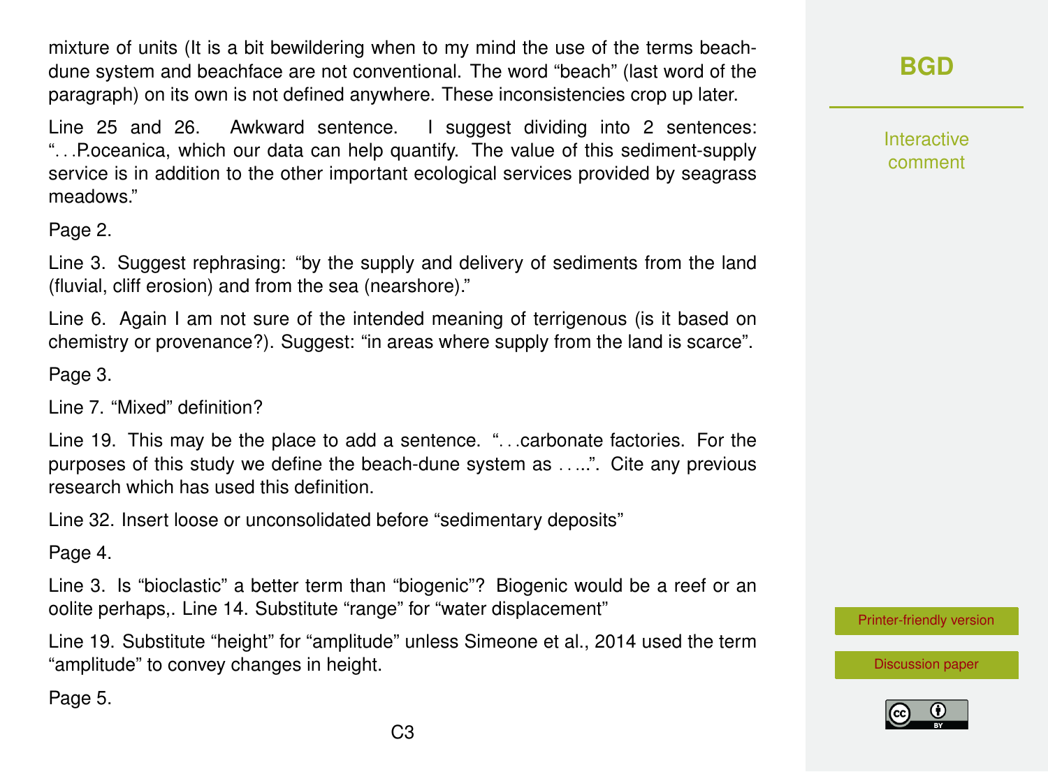mixture of units (It is a bit bewildering when to my mind the use of the terms beach-dune system and beachface are not conventional. The word "beach" (last word of the paragraph) on its own is not defined anywhere. These inconsistencies crop up later.

Line 25 and 26. Awkward sentence. I suggest dividing into 2 sentences: "…P.oceanica, which our data can help quantify. The value of this sediment-supply service is in addition to the other important ecological services provided by seagrass meadows."

Page 2.

Line 3. Suggest rephrasing: "by the supply and delivery of sediments from the land (fluvial, cliff erosion) and from the sea (nearshore)."

Line 6. Again I am not sure of the intended meaning of terrigenous (is it based on chemistry or provenance?). Suggest: "in areas where supply from the land is scarce".

Page 3.

Line 7. "Mixed" definition?

Line 19. This may be the place to add a sentence. "…carbonate factories. For the purposes of this study we define the beach-dune system as …..". Cite any previous research which has used this definition.

Line 32. Insert loose or unconsolidated before "sedimentary deposits"

Page 4.

Line 3. Is "bioclastic" a better term than "biogenic"? Biogenic would be a reef or an oolite perhaps,. Line 14. Substitute "range" for "water displacement"

Line 19. Substitute "height" for "amplitude" unless Simeone et al., 2014 used the term "amplitude" to convey changes in height.

Page 5.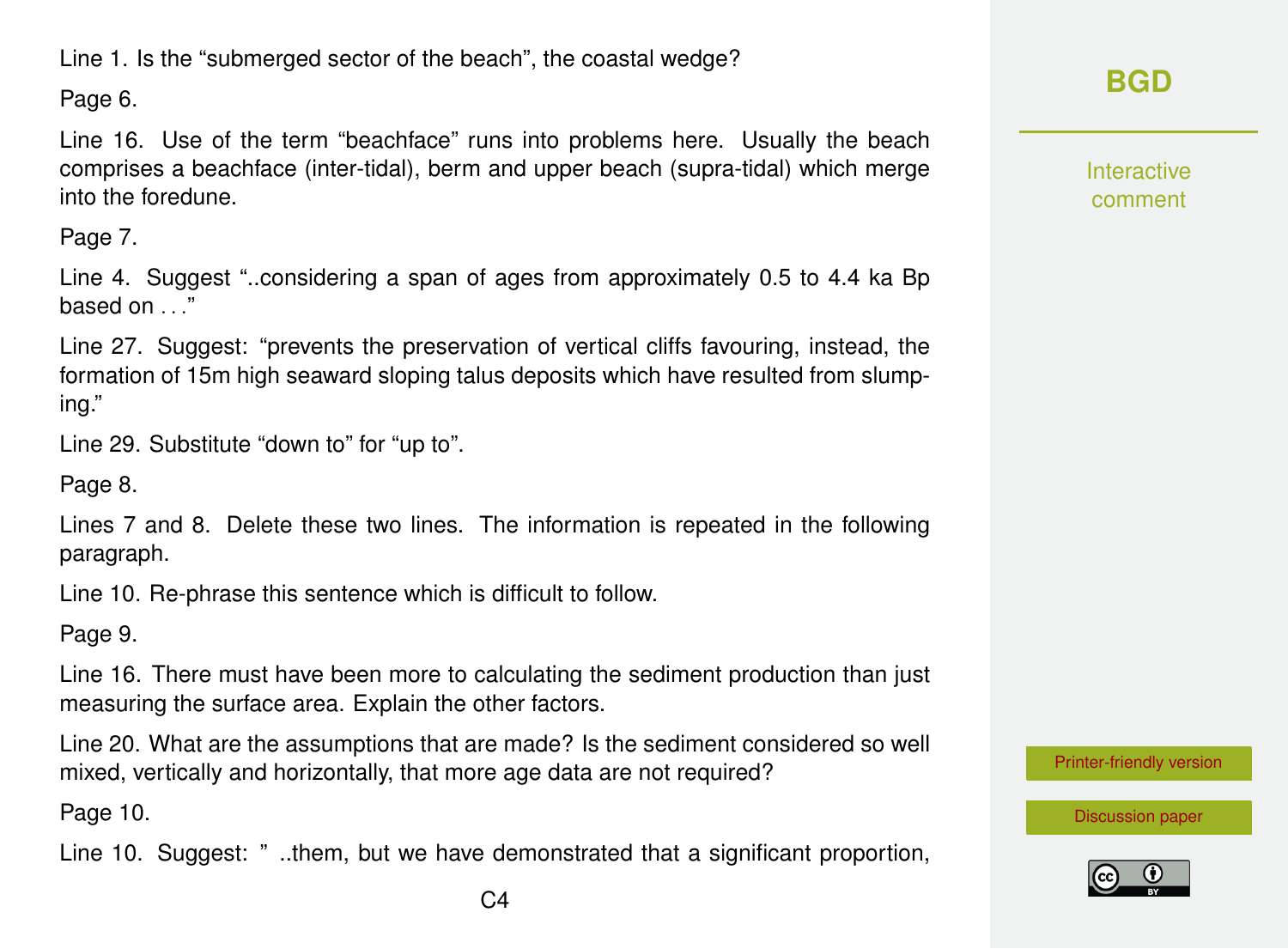Line 1. Is the "submerged sector of the beach", the coastal wedge?

Page 6.

Line 16. Use of the term "beachface" runs into problems here. Usually the beach comprises a beachface (inter-tidal), berm and upper beach (supra-tidal) which merge into the foredune.

Page 7.

Line 4. Suggest "..considering a span of ages from approximately 0.5 to 4.4 ka Bp based on . . ."

Line 27. Suggest: "prevents the preservation of vertical cliffs favouring, instead, the formation of 15m high seaward sloping talus deposits which have resulted from slumping."

Line 29. Substitute "down to" for "up to".

Page 8.

Lines 7 and 8. Delete these two lines. The information is repeated in the following paragraph.

Line 10. Re-phrase this sentence which is difficult to follow.

Page 9.

Line 16. There must have been more to calculating the sediment production than just measuring the surface area. Explain the other factors.

Line 20. What are the assumptions that are made? Is the sediment considered so well mixed, vertically and horizontally, that more age data are not required?

Page 10.

Line 10. Suggest: " ..them, but we have demonstrated that a significant proportion,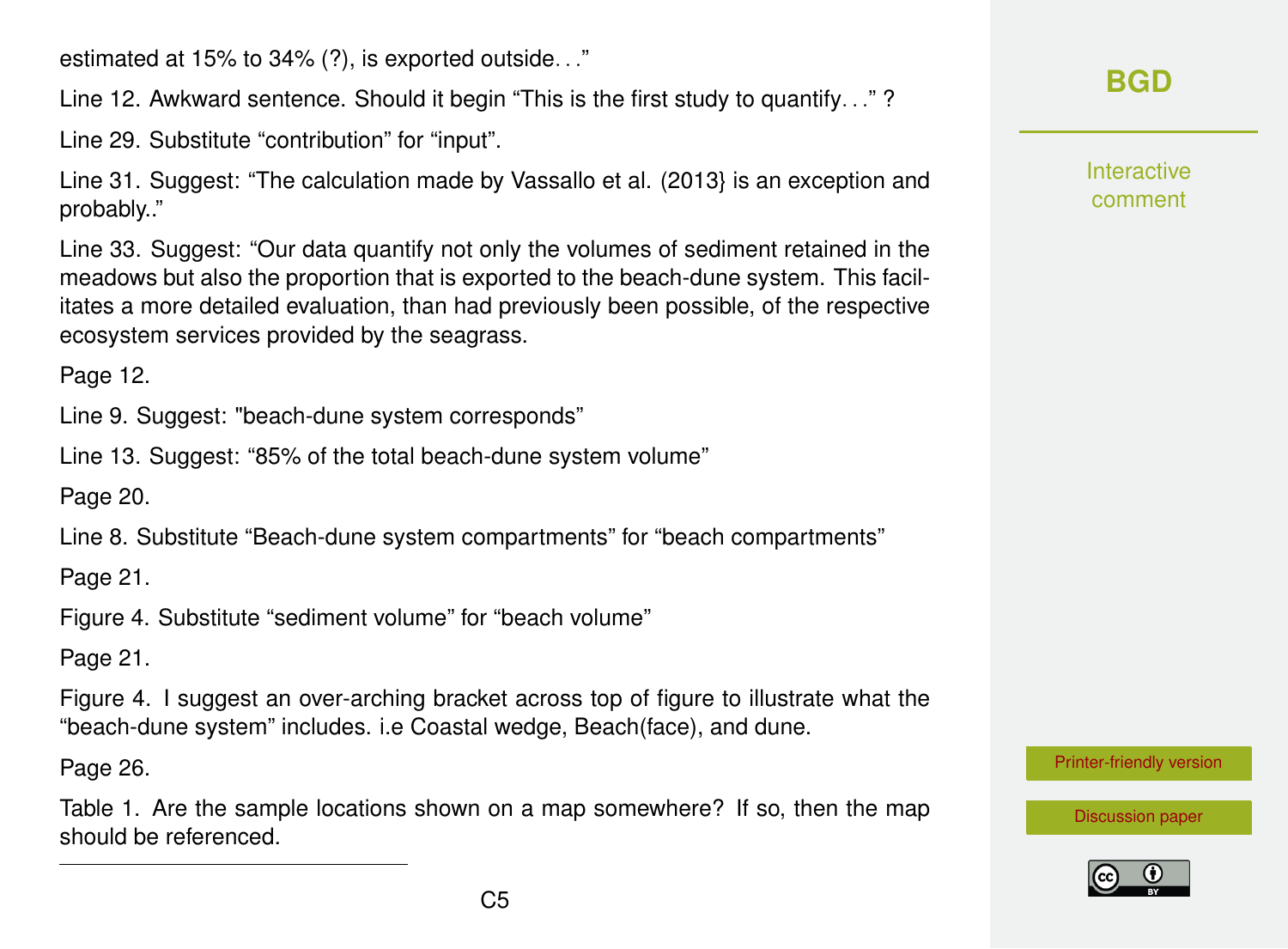estimated at 15% to 34% (?), is exported outside…"

Line 12. Awkward sentence. Should it begin "This is the first study to quantify…" ?

Line 29. Substitute "contribution" for "input".

Line 31. Suggest: "The calculation made by Vassallo et al. (2013} is an exception and probably.."

Line 33. Suggest: "Our data quantify not only the volumes of sediment retained in the meadows but also the proportion that is exported to the beach-dune system. This facilitates a more detailed evaluation, than had previously been possible, of the respective ecosystem services provided by the seagrass.

Page 12.

Line 9. Suggest: "beach-dune system corresponds"

Line 13. Suggest: "85% of the total beach-dune system volume"

Page 20.

Line 8. Substitute "Beach-dune system compartments" for "beach compartments"

Page 21.

Figure 4. Substitute "sediment volume" for "beach volume"

Page 21.

Figure 4. I suggest an over-arching bracket across top of figure to illustrate what the "beach-dune system" includes. i.e Coastal wedge, Beach(face), and dune.

Page 26.

Table 1. Are the sample locations shown on a map somewhere? If so, then the map should be referenced.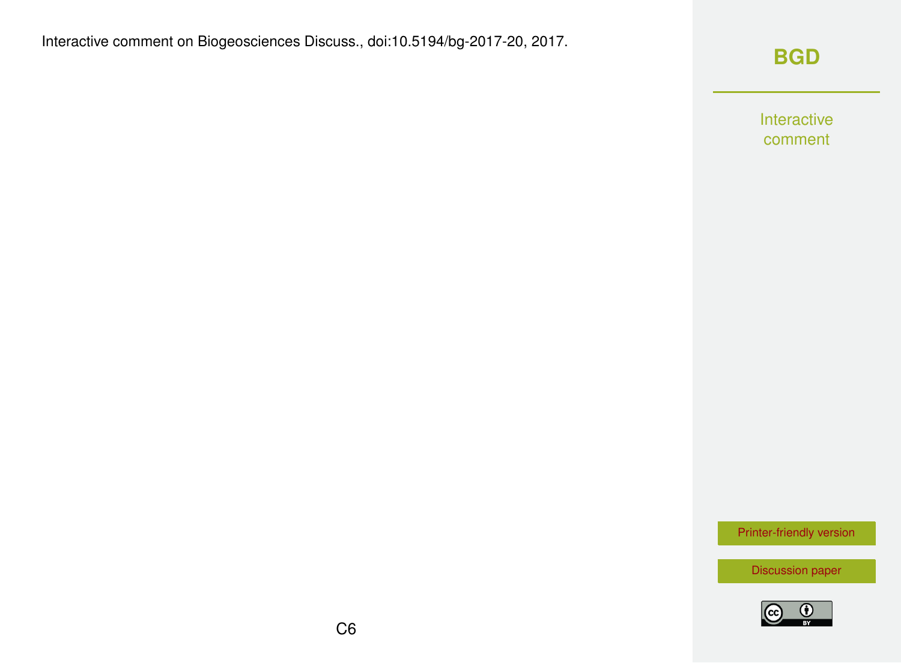Interactive comment on Biogeosciences Discuss., doi:10.5194/bg-2017-20, 2017.